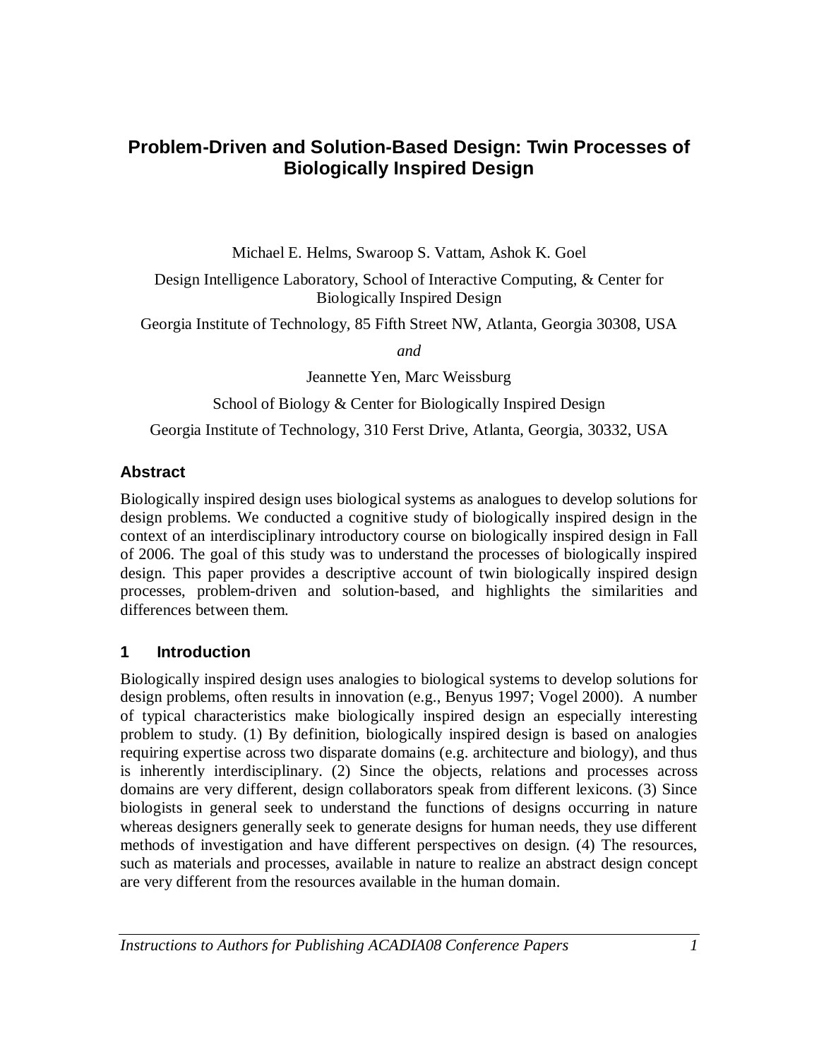# Problem-Driven and Solution-Based Design: Twin Processes of Biologically Inspired Design

Michael E. Helms, Swaroop S. Vattam, Ashok K. Goel

Design Intelligence Laboratory, School of Interactive Computing, & Center for Biologically Inspired Design

Georgia Institute of Technology, 85 Fifth Street NW, Atlanta, Georgia 30308, USA

*and*

Jeannette Yen, Marc Weissburg

School of Biology & Center for Biologically Inspired Design

Georgia Institute of Technology, 310 Ferst Drive, Atlanta, Georgia, 30332, USA

## Abstract

Biologically inspired design uses biological systems as analogues to develop solutions for design problems. We conducted a cognitive study of biologically inspired design in the context of an interdisciplinary introductory course on biologically inspired design in Fall of 2006. The goal of this study was to understand the processes of biologically inspired design. This paper provides a descriptive account of twin biologically inspired design processes, problem-driven and solution-based, and highlights the similarities and differences between them.

## 1 Introduction

Biologically inspired design uses analogies to biological systems to develop solutions for design problems, often results in innovation (e.g., Benyus 1997; Vogel 2000). A number of typical characteristics make biologically inspired design an especially interesting problem to study. (1) By definition, biologically inspired design is based on analogies requiring expertise across two disparate domains (e.g. architecture and biology), and thus is inherently interdisciplinary. (2) Since the objects, relations and processes across domains are very different, design collaborators speak from different lexicons. (3) Since biologists in general seek to understand the functions of designs occurring in nature whereas designers generally seek to generate designs for human needs, they use different methods of investigation and have different perspectives on design. (4) The resources, such as materials and processes, available in nature to realize an abstract design concept are very different from the resources available in the human domain.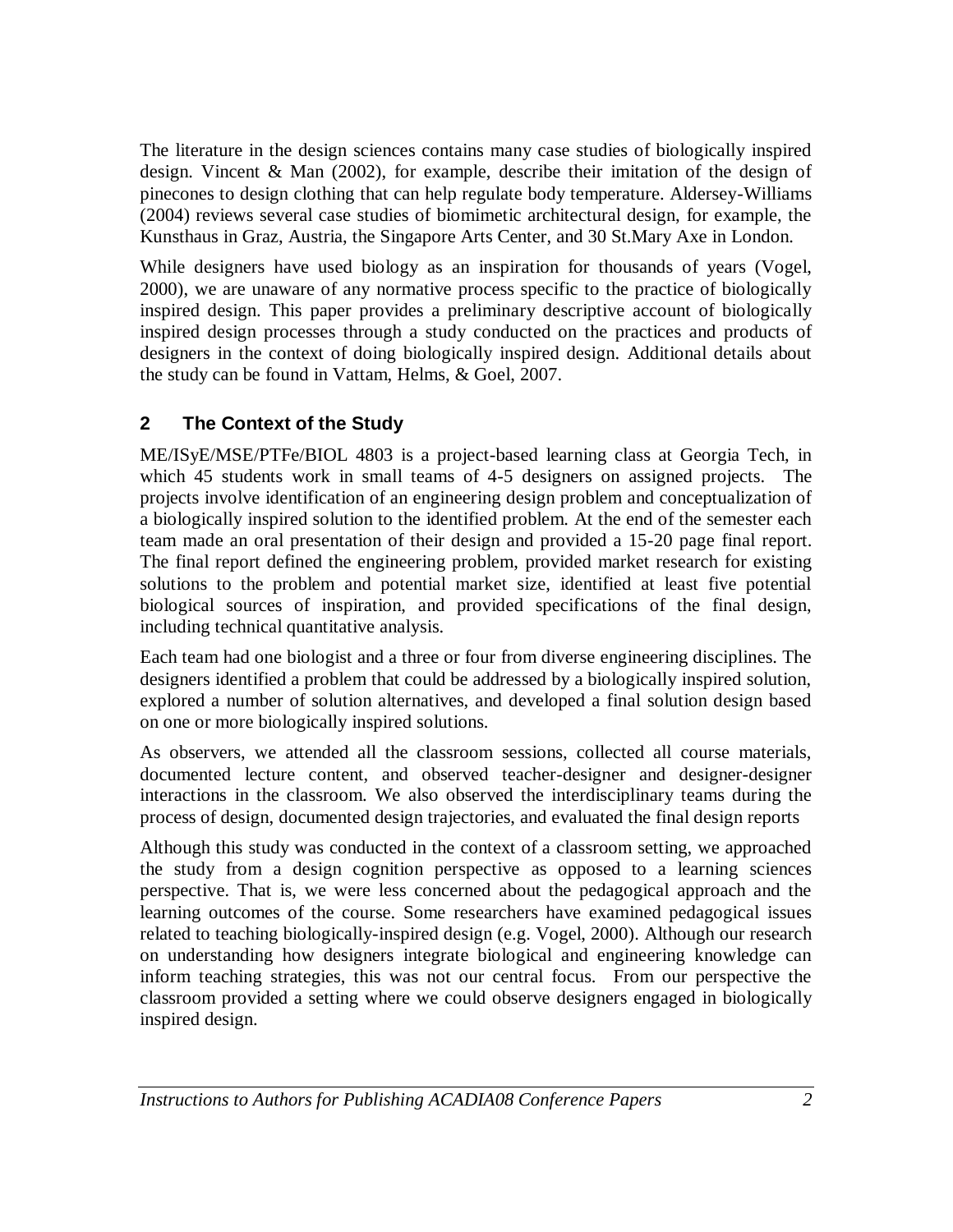The literature in the design sciences contains many case studies of biologically inspired design. Vincent & Man (2002), for example, describe their imitation of the design of pinecones to design clothing that can help regulate body temperature. Aldersey-Williams (2004) reviews several case studies of biomimetic architectural design, for example, the Kunsthaus in Graz, Austria, the Singapore Arts Center, and 30 St.Mary Axe in London.

While designers have used biology as an inspiration for thousands of years (Vogel, 2000), we are unaware of any normative process specific to the practice of biologically inspired design. This paper provides a preliminary descriptive account of biologically inspired design processes through a study conducted on the practices and products of designers in the context of doing biologically inspired design. Additional details about the study can be found in Vattam, Helms, & Goel, 2007.

## 2 The Context of the Study

ME/ISyE/MSE/PTFe/BIOL 4803 is a project-based learning class at Georgia Tech, in which 45 students work in small teams of 4-5 designers on assigned projects. The projects involve identification of an engineering design problem and conceptualization of a biologically inspired solution to the identified problem. At the end of the semester each team made an oral presentation of their design and provided a 15-20 page final report. The final report defined the engineering problem, provided market research for existing solutions to the problem and potential market size, identified at least five potential biological sources of inspiration, and provided specifications of the final design, including technical quantitative analysis.

Each team had one biologist and a three or four from diverse engineering disciplines. The designers identified a problem that could be addressed by a biologically inspired solution, explored a number of solution alternatives, and developed a final solution design based on one or more biologically inspired solutions.

As observers, we attended all the classroom sessions, collected all course materials, documented lecture content, and observed teacher-designer and designer-designer interactions in the classroom. We also observed the interdisciplinary teams during the process of design, documented design trajectories, and evaluated the final design reports

Although this study was conducted in the context of a classroom setting, we approached the study from a design cognition perspective as opposed to a learning sciences perspective. That is, we were less concerned about the pedagogical approach and the learning outcomes of the course. Some researchers have examined pedagogical issues related to teaching biologically-inspired design (e.g. Vogel, 2000). Although our research on understanding how designers integrate biological and engineering knowledge can inform teaching strategies, this was not our central focus. From our perspective the classroom provided a setting where we could observe designers engaged in biologically inspired design.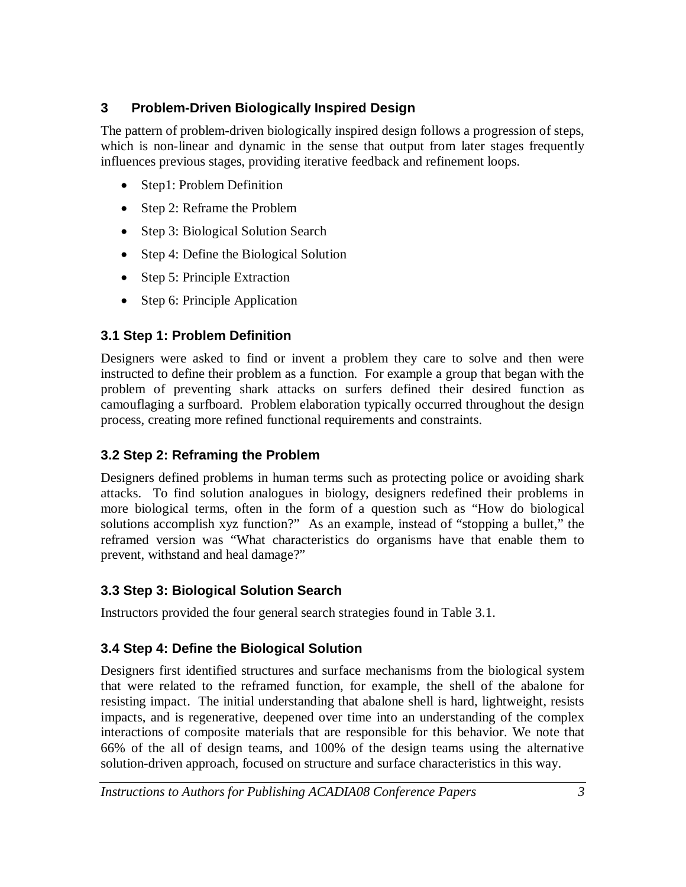## 3 Problem-Driven Biologically Inspired Design

The pattern of problem-driven biologically inspired design follows a progression of steps, which is non-linear and dynamic in the sense that output from later stages frequently influences previous stages, providing iterative feedback and refinement loops.

- Step1: Problem Definition
- Step 2: Reframe the Problem
- Step 3: Biological Solution Search
- Step 4: Define the Biological Solution
- Step 5: Principle Extraction
- Step 6: Principle Application

### 3.1 Step 1: Problem Definition

Designers were asked to find or invent a problem they care to solve and then were instructed to define their problem as a function. For example a group that began with the problem of preventing shark attacks on surfers defined their desired function as camouflaging a surfboard. Problem elaboration typically occurred throughout the design process, creating more refined functional requirements and constraints.

### 3.2 Step 2: Reframing the Problem

Designers defined problems in human terms such as protecting police or avoiding shark attacks. To find solution analogues in biology, designers redefined their problems in more biological terms, often in the form of a question such as "How do biological solutions accomplish xyz function?" As an example, instead of "stopping a bullet," the reframed version was "What characteristics do organisms have that enable them to prevent, withstand and heal damage?"

### 3.3 Step 3: Biological Solution Search

Instructors provided the four general search strategies found in Table 3.1.

### 3.4 Step 4: Define the Biological Solution

Designers first identified structures and surface mechanisms from the biological system that were related to the reframed function, for example, the shell of the abalone for resisting impact. The initial understanding that abalone shell is hard, lightweight, resists impacts, and is regenerative, deepened over time into an understanding of the complex interactions of composite materials that are responsible for this behavior. We note that 66% of the all of design teams, and 100% of the design teams using the alternative solution-driven approach, focused on structure and surface characteristics in this way.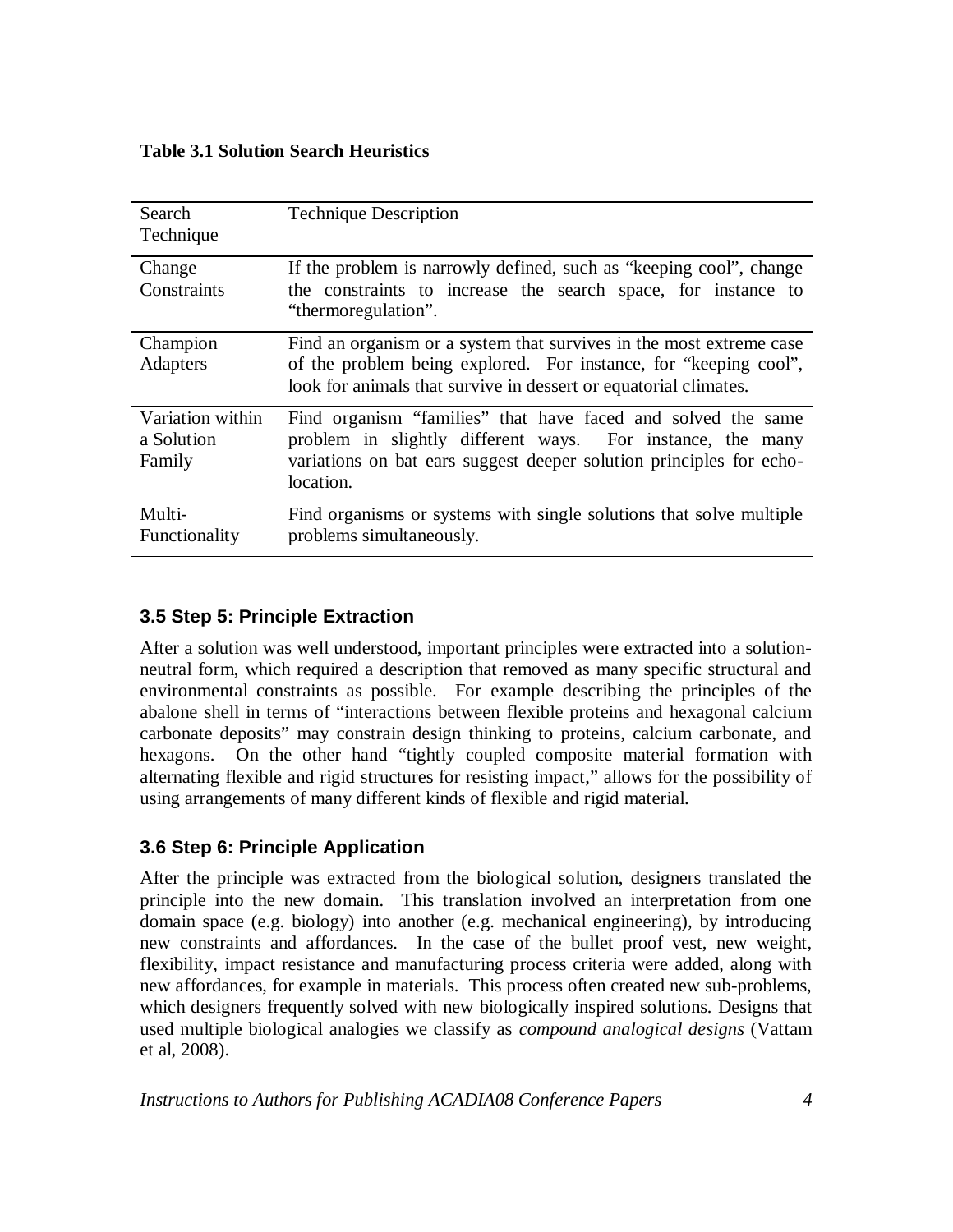**Table 3.1 Solution Search Heuristics**

| Search Technique | Technique Description |
|---|---|
| Change Constraints | If the problem is narrowly defined, such as "keeping cool", change the constraints to increase the search space, for instance to "thermoregulation". |
| Champion Adapters | Find an organism or a system that survives in the most extreme case of the problem being explored. For instance, for "keeping cool", look for animals that survive in dessert or equatorial climates. |
| Variation within a Solution Family | Find organism "families" that have faced and solved the same problem in slightly different ways. For instance, the many variations on bat ears suggest deeper solution principles for echo-location. |
| Multi-Functionality | Find organisms or systems with single solutions that solve multiple problems simultaneously. |

### 3.5 Step 5: Principle Extraction

After a solution was well understood, important principles were extracted into a solution-neutral form, which required a description that removed as many specific structural and environmental constraints as possible. For example describing the principles of the abalone shell in terms of "interactions between flexible proteins and hexagonal calcium carbonate deposits" may constrain design thinking to proteins, calcium carbonate, and hexagons. On the other hand "tightly coupled composite material formation with alternating flexible and rigid structures for resisting impact," allows for the possibility of using arrangements of many different kinds of flexible and rigid material.

### 3.6 Step 6: Principle Application

After the principle was extracted from the biological solution, designers translated the principle into the new domain. This translation involved an interpretation from one domain space (e.g. biology) into another (e.g. mechanical engineering), by introducing new constraints and affordances. In the case of the bullet proof vest, new weight, flexibility, impact resistance and manufacturing process criteria were added, along with new affordances, for example in materials. This process often created new sub-problems, which designers frequently solved with new biologically inspired solutions. Designs that used multiple biological analogies we classify as *compound analogical designs* (Vattam et al, 2008).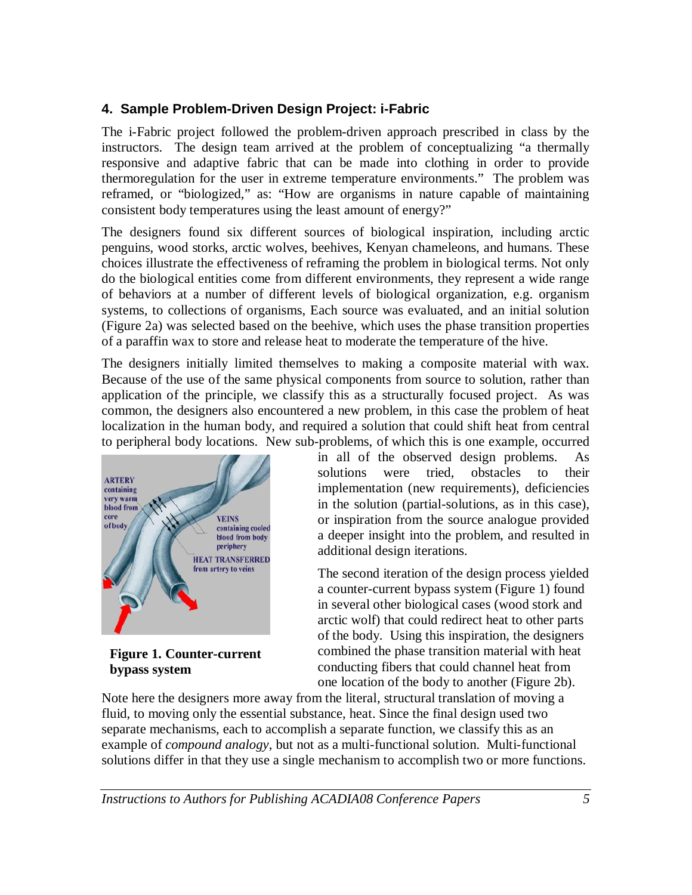## 4. Sample Problem-Driven Design Project: i-Fabric

The i-Fabric project followed the problem-driven approach prescribed in class by the instructors. The design team arrived at the problem of conceptualizing "a thermally responsive and adaptive fabric that can be made into clothing in order to provide thermoregulation for the user in extreme temperature environments." The problem was reframed, or "biologized," as: "How are organisms in nature capable of maintaining consistent body temperatures using the least amount of energy?"

The designers found six different sources of biological inspiration, including arctic penguins, wood storks, arctic wolves, beehives, Kenyan chameleons, and humans. These choices illustrate the effectiveness of reframing the problem in biological terms. Not only do the biological entities come from different environments, they represent a wide range of behaviors at a number of different levels of biological organization, e.g. organism systems, to collections of organisms, Each source was evaluated, and an initial solution (Figure 2a) was selected based on the beehive, which uses the phase transition properties of a paraffin wax to store and release heat to moderate the temperature of the hive.

The designers initially limited themselves to making a composite material with wax. Because of the use of the same physical components from source to solution, rather than application of the principle, we classify this as a structurally focused project. As was common, the designers also encountered a new problem, in this case the problem of heat localization in the human body, and required a solution that could shift heat from central to peripheral body locations. New sub-problems, of which this is one example, occurred in all of the observed design problems. As solutions were tried, obstacles to their implementation (new requirements), deficiencies in the solution (partial-solutions, as in this case), or inspiration from the source analogue provided a deeper insight into the problem, and resulted in additional design iterations.

**Figure 1. Counter-current bypass system**

The second iteration of the design process yielded a counter-current bypass system (Figure 1) found in several other biological cases (wood stork and arctic wolf) that could redirect heat to other parts of the body. Using this inspiration, the designers combined the phase transition material with heat conducting fibers that could channel heat from one location of the body to another (Figure 2b). Note here the designers more away from the literal, structural translation of moving a fluid, to moving only the essential substance, heat. Since the final design used two separate mechanisms, each to accomplish a separate function, we classify this as an example of *compound analogy*, but not as a multi-functional solution. Multi-functional solutions differ in that they use a single mechanism to accomplish two or more functions.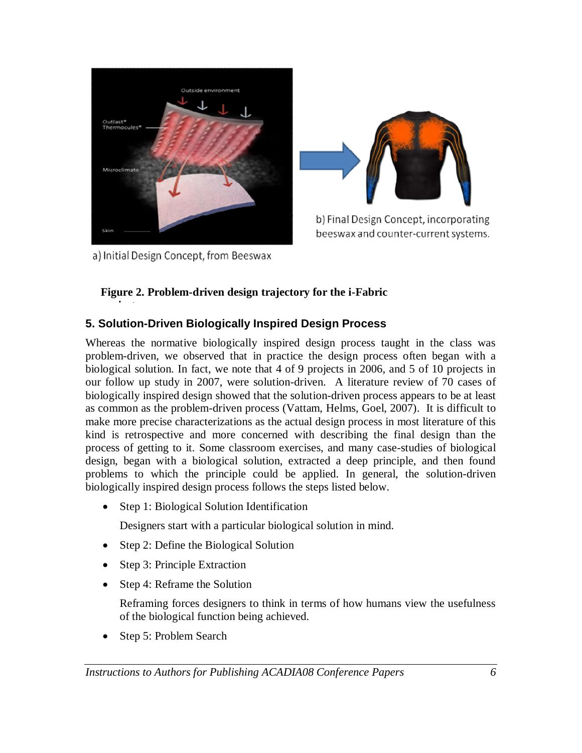a) Initial Design Concept, from Beeswax

b) Final Design Concept, incorporating beeswax and counter-current systems.

**Figure 2. Problem-driven design trajectory for the i-Fabric**

## 5. Solution-Driven Biologically Inspired Design Process

Whereas the normative biologically inspired design process taught in the class was problem-driven, we observed that in practice the design process often began with a biological solution. In fact, we note that 4 of 9 projects in 2006, and 5 of 10 projects in our follow up study in 2007, were solution-driven. A literature review of 70 cases of biologically inspired design showed that the solution-driven process appears to be at least as common as the problem-driven process (Vattam, Helms, Goel, 2007). It is difficult to make more precise characterizations as the actual design process in most literature of this kind is retrospective and more concerned with describing the final design than the process of getting to it. Some classroom exercises, and many case-studies of biological design, began with a biological solution, extracted a deep principle, and then found problems to which the principle could be applied. In general, the solution-driven biologically inspired design process follows the steps listed below.

- Step 1: Biological Solution Identification

  Designers start with a particular biological solution in mind.

- Step 2: Define the Biological Solution
- Step 3: Principle Extraction
- Step 4: Reframe the Solution

  Reframing forces designers to think in terms of how humans view the usefulness of the biological function being achieved.

- Step 5: Problem Search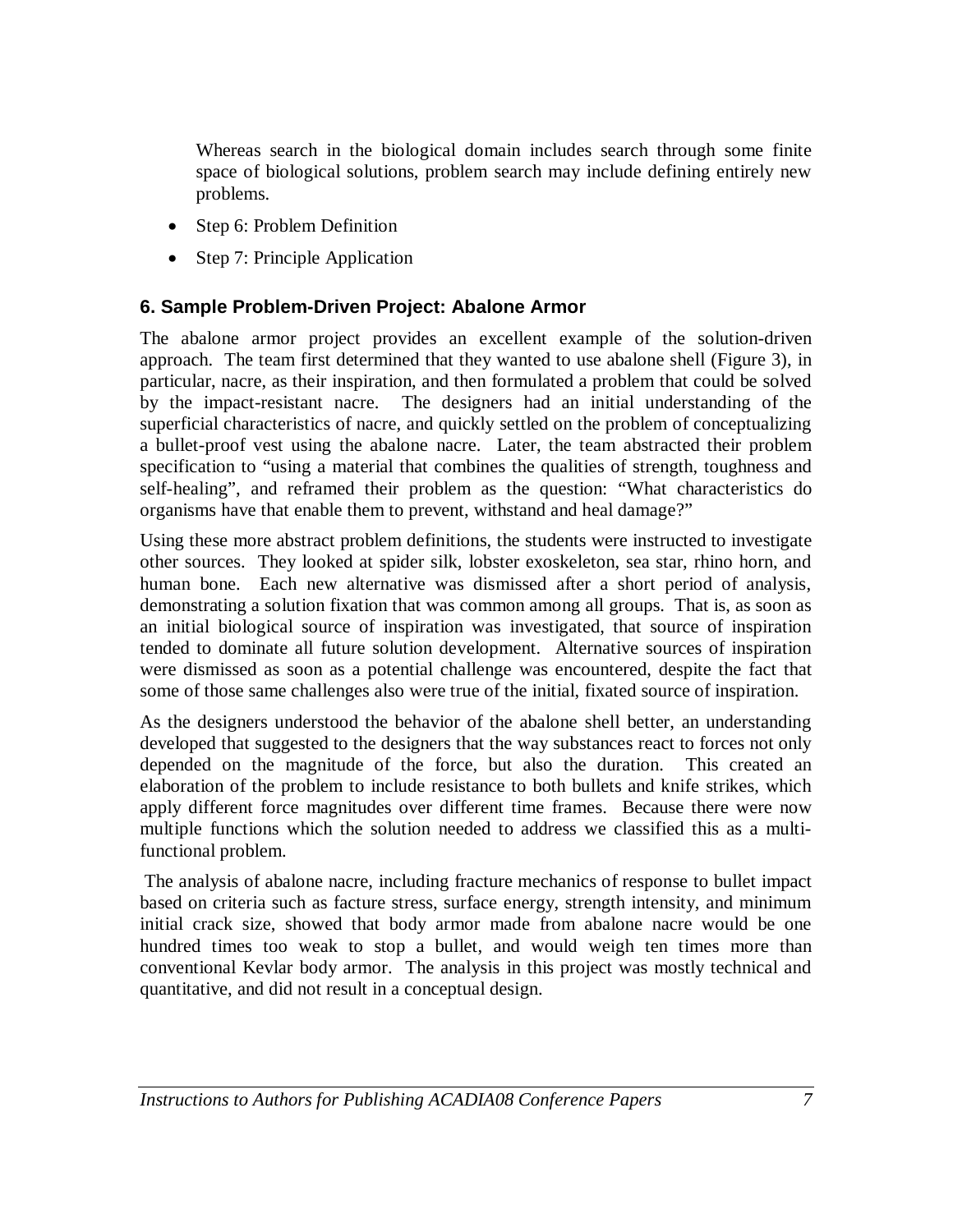Whereas search in the biological domain includes search through some finite space of biological solutions, problem search may include defining entirely new problems.

- Step 6: Problem Definition
- Step 7: Principle Application

## 6. Sample Problem-Driven Project: Abalone Armor

The abalone armor project provides an excellent example of the solution-driven approach. The team first determined that they wanted to use abalone shell (Figure 3), in particular, nacre, as their inspiration, and then formulated a problem that could be solved by the impact-resistant nacre. The designers had an initial understanding of the superficial characteristics of nacre, and quickly settled on the problem of conceptualizing a bullet-proof vest using the abalone nacre. Later, the team abstracted their problem specification to "using a material that combines the qualities of strength, toughness and self-healing", and reframed their problem as the question: "What characteristics do organisms have that enable them to prevent, withstand and heal damage?"

Using these more abstract problem definitions, the students were instructed to investigate other sources. They looked at spider silk, lobster exoskeleton, sea star, rhino horn, and human bone. Each new alternative was dismissed after a short period of analysis, demonstrating a solution fixation that was common among all groups. That is, as soon as an initial biological source of inspiration was investigated, that source of inspiration tended to dominate all future solution development. Alternative sources of inspiration were dismissed as soon as a potential challenge was encountered, despite the fact that some of those same challenges also were true of the initial, fixated source of inspiration.

As the designers understood the behavior of the abalone shell better, an understanding developed that suggested to the designers that the way substances react to forces not only depended on the magnitude of the force, but also the duration. This created an elaboration of the problem to include resistance to both bullets and knife strikes, which apply different force magnitudes over different time frames. Because there were now multiple functions which the solution needed to address we classified this as a multi-functional problem.

The analysis of abalone nacre, including fracture mechanics of response to bullet impact based on criteria such as facture stress, surface energy, strength intensity, and minimum initial crack size, showed that body armor made from abalone nacre would be one hundred times too weak to stop a bullet, and would weigh ten times more than conventional Kevlar body armor. The analysis in this project was mostly technical and quantitative, and did not result in a conceptual design.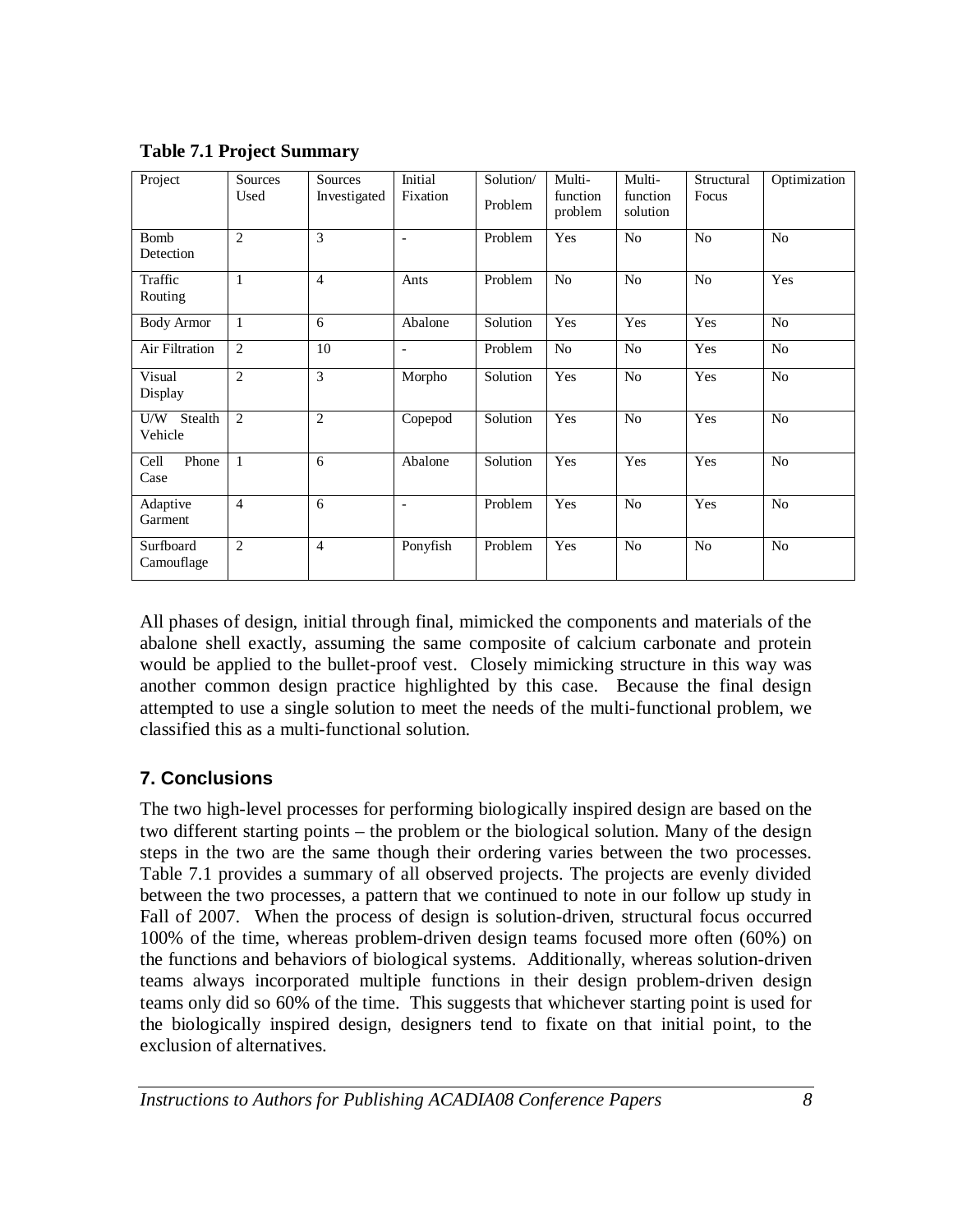**Table 7.1 Project Summary**

| Project | Sources Used | Sources Investigated | Initial Fixation | Solution/ Problem | Multi-function problem | Multi-function solution | Structural Focus | Optimization |
|---|---|---|---|---|---|---|---|---|
| Bomb Detection | 2 | 3 | - | Problem | Yes | No | No | No |
| Traffic Routing | 1 | 4 | Ants | Problem | No | No | No | Yes |
| Body Armor | 1 | 6 | Abalone | Solution | Yes | Yes | Yes | No |
| Air Filtration | 2 | 10 | - | Problem | No | No | Yes | No |
| Visual Display | 2 | 3 | Morpho | Solution | Yes | No | Yes | No |
| U/W Stealth Vehicle | 2 | 2 | Copepod | Solution | Yes | No | Yes | No |
| Cell Phone Case | 1 | 6 | Abalone | Solution | Yes | Yes | Yes | No |
| Adaptive Garment | 4 | 6 | - | Problem | Yes | No | Yes | No |
| Surfboard Camouflage | 2 | 4 | Ponyfish | Problem | Yes | No | No | No |

All phases of design, initial through final, mimicked the components and materials of the abalone shell exactly, assuming the same composite of calcium carbonate and protein would be applied to the bullet-proof vest. Closely mimicking structure in this way was another common design practice highlighted by this case. Because the final design attempted to use a single solution to meet the needs of the multi-functional problem, we classified this as a multi-functional solution.

## 7. Conclusions

The two high-level processes for performing biologically inspired design are based on the two different starting points – the problem or the biological solution. Many of the design steps in the two are the same though their ordering varies between the two processes. Table 7.1 provides a summary of all observed projects. The projects are evenly divided between the two processes, a pattern that we continued to note in our follow up study in Fall of 2007. When the process of design is solution-driven, structural focus occurred 100% of the time, whereas problem-driven design teams focused more often (60%) on the functions and behaviors of biological systems. Additionally, whereas solution-driven teams always incorporated multiple functions in their design problem-driven design teams only did so 60% of the time. This suggests that whichever starting point is used for the biologically inspired design, designers tend to fixate on that initial point, to the exclusion of alternatives.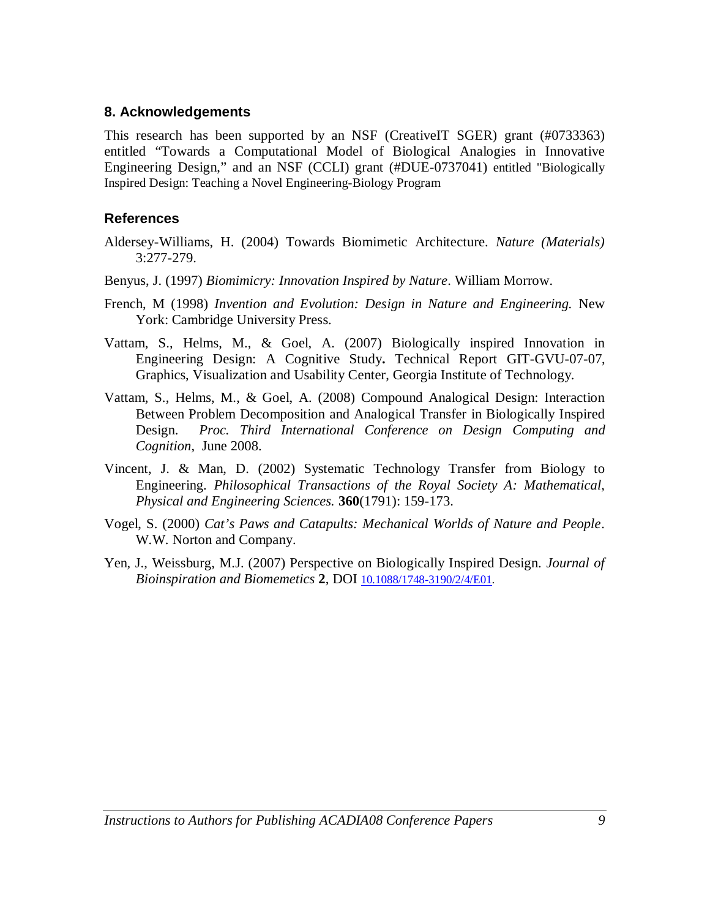## 8. Acknowledgements

This research has been supported by an NSF (CreativeIT SGER) grant (#0733363) entitled "Towards a Computational Model of Biological Analogies in Innovative Engineering Design," and an NSF (CCLI) grant (#DUE-0737041) entitled "Biologically Inspired Design: Teaching a Novel Engineering-Biology Program

## References

Aldersey-Williams, H. (2004) Towards Biomimetic Architecture. *Nature (Materials)* 3:277-279.

Benyus, J. (1997) *Biomimicry: Innovation Inspired by Nature*. William Morrow.

French, M (1998) *Invention and Evolution: Design in Nature and Engineering.* New York: Cambridge University Press.

Vattam, S., Helms, M., & Goel, A. (2007) Biologically inspired Innovation in Engineering Design: A Cognitive Study**.** Technical Report GIT-GVU-07-07, Graphics, Visualization and Usability Center, Georgia Institute of Technology.

Vattam, S., Helms, M., & Goel, A. (2008) Compound Analogical Design: Interaction Between Problem Decomposition and Analogical Transfer in Biologically Inspired Design. *Proc. Third International Conference on Design Computing and Cognition*, June 2008.

Vincent, J. & Man, D. (2002) Systematic Technology Transfer from Biology to Engineering. *Philosophical Transactions of the Royal Society A: Mathematical, Physical and Engineering Sciences.* **360**(1791): 159-173.

Vogel, S. (2000) *Cat's Paws and Catapults: Mechanical Worlds of Nature and People*. W.W. Norton and Company.

Yen, J., Weissburg, M.J. (2007) Perspective on Biologically Inspired Design. *Journal of Bioinspiration and Biomemetics* **2**, DOI 10.1088/1748-3190/2/4/E01.